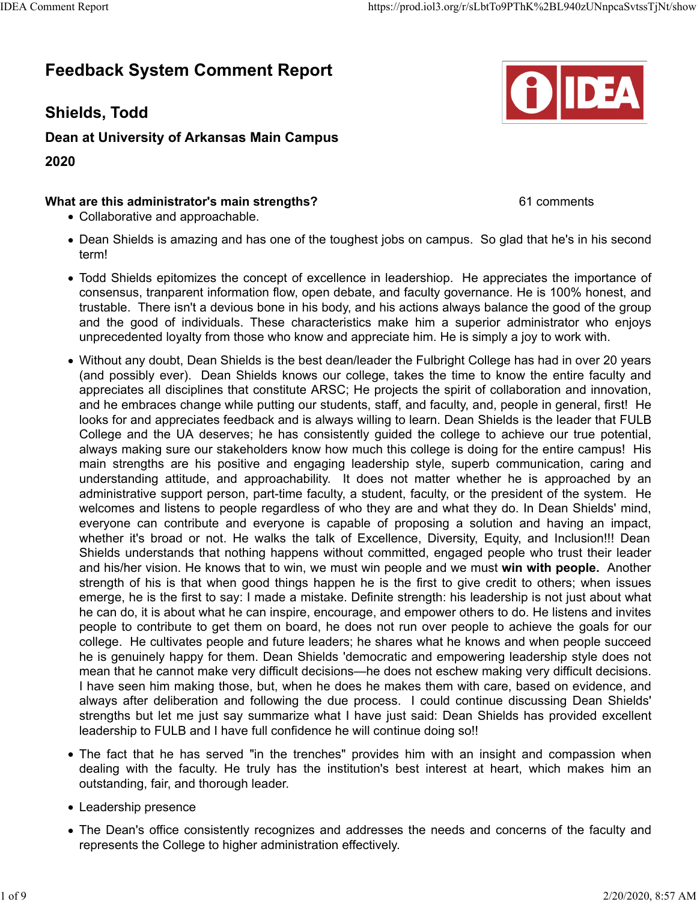# Feedback System Comment Report

## Shields, Todd

### Dean at University of Arkansas Main Campus

### 2020

**What are this administrator's main strengths?** 61 comments

- Collaborative and approachable.
- Dean Shields is amazing and has one of the toughest jobs on campus. So glad that he's in his second term!
- Todd Shields epitomizes the concept of excellence in leadershiop. He appreciates the importance of consensus, tranparent information flow, open debate, and faculty governance. He is 100% honest, and trustable. There isn't a devious bone in his body, and his actions always balance the good of the group and the good of individuals. These characteristics make him a superior administrator who enjoys unprecedented loyalty from those who know and appreciate him. He is simply a joy to work with.
- Without any doubt, Dean Shields is the best dean/leader the Fulbright College has had in over 20 years (and possibly ever). Dean Shields knows our college, takes the time to know the entire faculty and appreciates all disciplines that constitute ARSC; He projects the spirit of collaboration and innovation, and he embraces change while putting our students, staff, and faculty, and, people in general, first! He looks for and appreciates feedback and is always willing to learn. Dean Shields is the leader that FULB College and the UA deserves; he has consistently guided the college to achieve our true potential, always making sure our stakeholders know how much this college is doing for the entire campus! His main strengths are his positive and engaging leadership style, superb communication, caring and understanding attitude, and approachability. It does not matter whether he is approached by an administrative support person, part-time faculty, a student, faculty, or the president of the system. He welcomes and listens to people regardless of who they are and what they do. In Dean Shields' mind, everyone can contribute and everyone is capable of proposing a solution and having an impact, whether it's broad or not. He walks the talk of Excellence, Diversity, Equity, and Inclusion!!! Dean Shields understands that nothing happens without committed, engaged people who trust their leader and his/her vision. He knows that to win, we must win people and we must **win with people.** Another strength of his is that when good things happen he is the first to give credit to others; when issues emerge, he is the first to say: I made a mistake. Definite strength: his leadership is not just about what he can do, it is about what he can inspire, encourage, and empower others to do. He listens and invites people to contribute to get them on board, he does not run over people to achieve the goals for our college. He cultivates people and future leaders; he shares what he knows and when people succeed he is genuinely happy for them. Dean Shields 'democratic and empowering leadership style does not mean that he cannot make very difficult decisions—he does not eschew making very difficult decisions. I have seen him making those, but, when he does he makes them with care, based on evidence, and always after deliberation and following the due process. I could continue discussing Dean Shields' strengths but let me just say summarize what I have just said: Dean Shields has provided excellent leadership to FULB and I have full confidence he will continue doing so!!
- The fact that he has served "in the trenches" provides him with an insight and compassion when dealing with the faculty. He truly has the institution's best interest at heart, which makes him an outstanding, fair, and thorough leader.
- Leadership presence
- The Dean's office consistently recognizes and addresses the needs and concerns of the faculty and represents the College to higher administration effectively.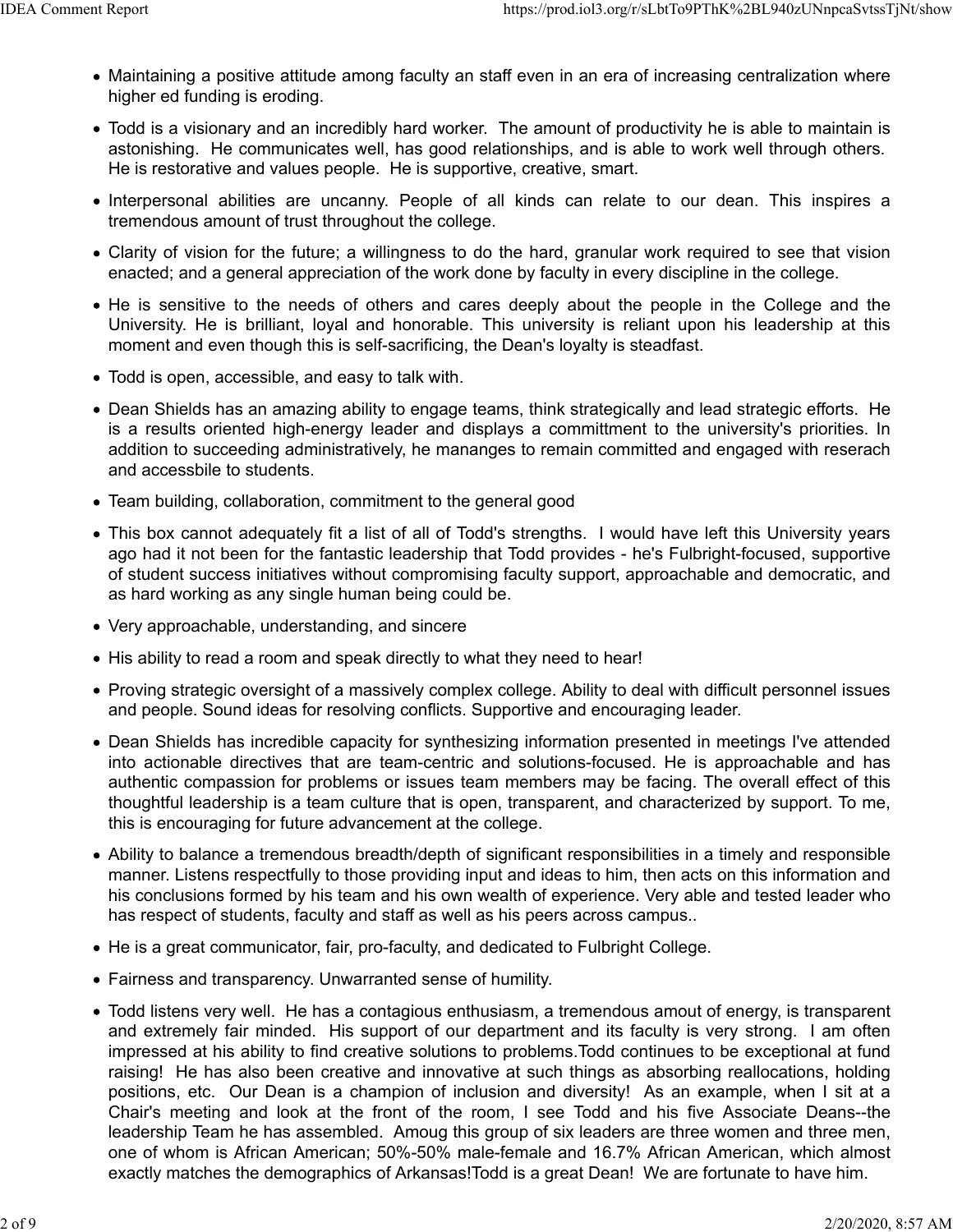- Maintaining a positive attitude among faculty an staff even in an era of increasing centralization where higher ed funding is eroding.
- Todd is a visionary and an incredibly hard worker. The amount of productivity he is able to maintain is astonishing. He communicates well, has good relationships, and is able to work well through others. He is restorative and values people. He is supportive, creative, smart.
- Interpersonal abilities are uncanny. People of all kinds can relate to our dean. This inspires a tremendous amount of trust throughout the college.
- Clarity of vision for the future; a willingness to do the hard, granular work required to see that vision enacted; and a general appreciation of the work done by faculty in every discipline in the college.
- He is sensitive to the needs of others and cares deeply about the people in the College and the University. He is brilliant, loyal and honorable. This university is reliant upon his leadership at this moment and even though this is self-sacrificing, the Dean's loyalty is steadfast.
- Todd is open, accessible, and easy to talk with.
- Dean Shields has an amazing ability to engage teams, think strategically and lead strategic efforts. He is a results oriented high-energy leader and displays a committment to the university's priorities. In addition to succeeding administratively, he mananges to remain committed and engaged with reserach and accessbile to students.
- Team building, collaboration, commitment to the general good
- This box cannot adequately fit a list of all of Todd's strengths. I would have left this University years ago had it not been for the fantastic leadership that Todd provides - he's Fulbright-focused, supportive of student success initiatives without compromising faculty support, approachable and democratic, and as hard working as any single human being could be.
- Very approachable, understanding, and sincere
- His ability to read a room and speak directly to what they need to hear!
- Proving strategic oversight of a massively complex college. Ability to deal with difficult personnel issues and people. Sound ideas for resolving conflicts. Supportive and encouraging leader.
- Dean Shields has incredible capacity for synthesizing information presented in meetings I've attended into actionable directives that are team-centric and solutions-focused. He is approachable and has authentic compassion for problems or issues team members may be facing. The overall effect of this thoughtful leadership is a team culture that is open, transparent, and characterized by support. To me, this is encouraging for future advancement at the college.
- Ability to balance a tremendous breadth/depth of significant responsibilities in a timely and responsible manner. Listens respectfully to those providing input and ideas to him, then acts on this information and his conclusions formed by his team and his own wealth of experience. Very able and tested leader who has respect of students, faculty and staff as well as his peers across campus..
- He is a great communicator, fair, pro-faculty, and dedicated to Fulbright College.
- Fairness and transparency. Unwarranted sense of humility.
- Todd listens very well. He has a contagious enthusiasm, a tremendous amout of energy, is transparent and extremely fair minded. His support of our department and its faculty is very strong. I am often impressed at his ability to find creative solutions to problems.Todd continues to be exceptional at fund raising! He has also been creative and innovative at such things as absorbing reallocations, holding positions, etc. Our Dean is a champion of inclusion and diversity! As an example, when I sit at a Chair's meeting and look at the front of the room, I see Todd and his five Associate Deans--the leadership Team he has assembled. Amoug this group of six leaders are three women and three men, one of whom is African American; 50%-50% male-female and 16.7% African American, which almost exactly matches the demographics of Arkansas!Todd is a great Dean! We are fortunate to have him.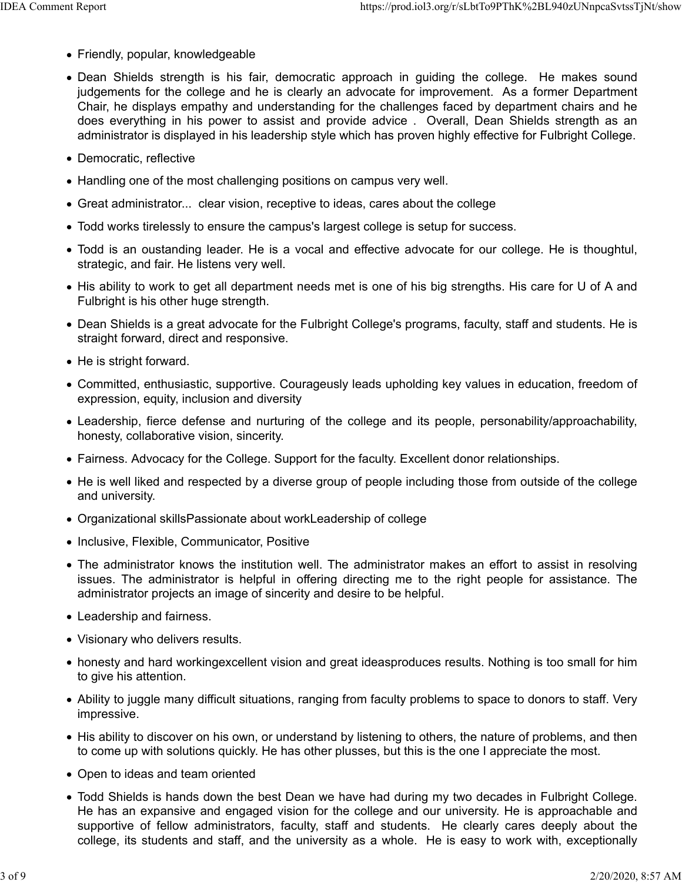- Friendly, popular, knowledgeable
- Dean Shields strength is his fair, democratic approach in guiding the college. He makes sound judgements for the college and he is clearly an advocate for improvement. As a former Department Chair, he displays empathy and understanding for the challenges faced by department chairs and he does everything in his power to assist and provide advice . Overall, Dean Shields strength as an administrator is displayed in his leadership style which has proven highly effective for Fulbright College.
- Democratic, reflective
- Handling one of the most challenging positions on campus very well.
- Great administrator... clear vision, receptive to ideas, cares about the college
- Todd works tirelessly to ensure the campus's largest college is setup for success.
- Todd is an oustanding leader. He is a vocal and effective advocate for our college. He is thoughtul, strategic, and fair. He listens very well.
- His ability to work to get all department needs met is one of his big strengths. His care for U of A and Fulbright is his other huge strength.
- Dean Shields is a great advocate for the Fulbright College's programs, faculty, staff and students. He is straight forward, direct and responsive.
- He is stright forward.
- Committed, enthusiastic, supportive. Courageusly leads upholding key values in education, freedom of expression, equity, inclusion and diversity
- Leadership, fierce defense and nurturing of the college and its people, personability/approachability, honesty, collaborative vision, sincerity.
- Fairness. Advocacy for the College. Support for the faculty. Excellent donor relationships.
- He is well liked and respected by a diverse group of people including those from outside of the college and university.
- Organizational skillsPassionate about workLeadership of college
- Inclusive, Flexible, Communicator, Positive
- The administrator knows the institution well. The administrator makes an effort to assist in resolving issues. The administrator is helpful in offering directing me to the right people for assistance. The administrator projects an image of sincerity and desire to be helpful.
- Leadership and fairness.
- Visionary who delivers results.
- honesty and hard workingexcellent vision and great ideasproduces results. Nothing is too small for him to give his attention.
- Ability to juggle many difficult situations, ranging from faculty problems to space to donors to staff. Very impressive.
- His ability to discover on his own, or understand by listening to others, the nature of problems, and then to come up with solutions quickly. He has other plusses, but this is the one I appreciate the most.
- Open to ideas and team oriented
- Todd Shields is hands down the best Dean we have had during my two decades in Fulbright College. He has an expansive and engaged vision for the college and our university. He is approachable and supportive of fellow administrators, faculty, staff and students. He clearly cares deeply about the college, its students and staff, and the university as a whole. He is easy to work with, exceptionally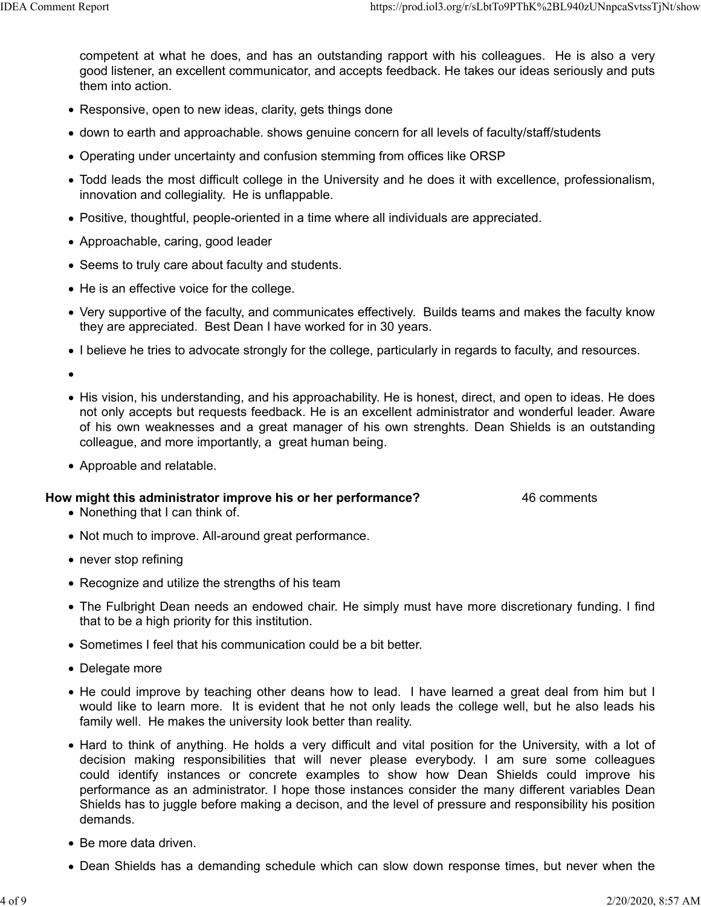competent at what he does, and has an outstanding rapport with his colleagues. He is also a very good listener, an excellent communicator, and accepts feedback. He takes our ideas seriously and puts them into action.

- Responsive, open to new ideas, clarity, gets things done
- down to earth and approachable. shows genuine concern for all levels of faculty/staff/students
- Operating under uncertainty and confusion stemming from offices like ORSP
- Todd leads the most difficult college in the University and he does it with excellence, professionalism, innovation and collegiality. He is unflappable.
- Positive, thoughtful, people-oriented in a time where all individuals are appreciated.
- Approachable, caring, good leader
- Seems to truly care about faculty and students.
- He is an effective voice for the college.
- Very supportive of the faculty, and communicates effectively. Builds teams and makes the faculty know they are appreciated. Best Dean I have worked for in 30 years.
- I believe he tries to advocate strongly for the college, particularly in regards to faculty, and resources.
- 
- His vision, his understanding, and his approachability. He is honest, direct, and open to ideas. He does not only accepts but requests feedback. He is an excellent administrator and wonderful leader. Aware of his own weaknesses and a great manager of his own strenghts. Dean Shields is an outstanding colleague, and more importantly, a great human being.
- Approable and relatable.

**How might this administrator improve his or her performance?** 46 comments

- Nonething that I can think of.
- Not much to improve. All-around great performance.
- never stop refining
- Recognize and utilize the strengths of his team
- The Fulbright Dean needs an endowed chair. He simply must have more discretionary funding. I find that to be a high priority for this institution.
- Sometimes I feel that his communication could be a bit better.
- Delegate more
- He could improve by teaching other deans how to lead. I have learned a great deal from him but I would like to learn more. It is evident that he not only leads the college well, but he also leads his family well. He makes the university look better than reality.
- Hard to think of anything. He holds a very difficult and vital position for the University, with a lot of decision making responsibilities that will never please everybody. I am sure some colleagues could identify instances or concrete examples to show how Dean Shields could improve his performance as an administrator. I hope those instances consider the many different variables Dean Shields has to juggle before making a decison, and the level of pressure and responsibility his position demands.
- Be more data driven.
- Dean Shields has a demanding schedule which can slow down response times, but never when the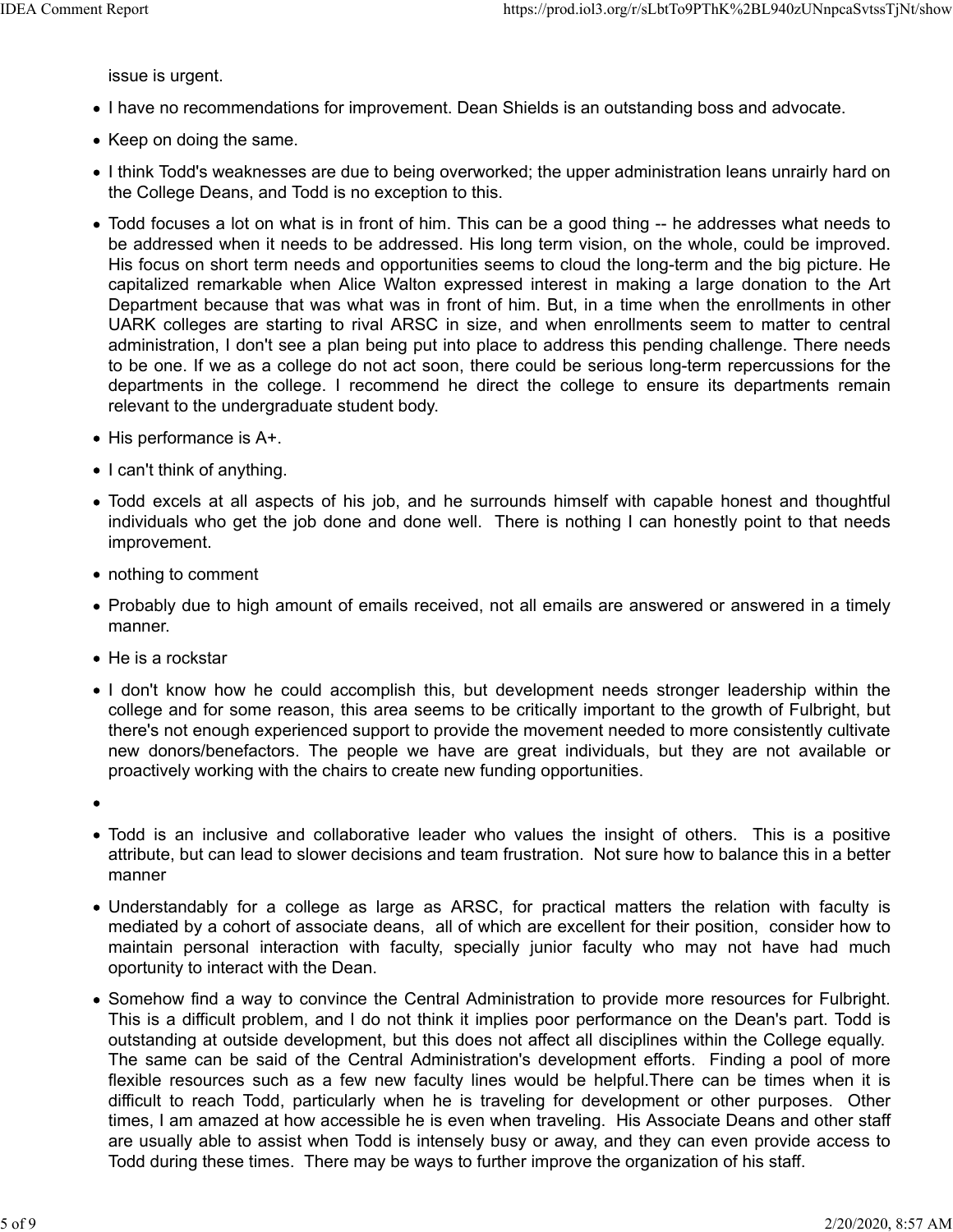issue is urgent.

- I have no recommendations for improvement. Dean Shields is an outstanding boss and advocate.
- Keep on doing the same.
- I think Todd's weaknesses are due to being overworked; the upper administration leans unrairly hard on the College Deans, and Todd is no exception to this.
- Todd focuses a lot on what is in front of him. This can be a good thing -- he addresses what needs to be addressed when it needs to be addressed. His long term vision, on the whole, could be improved. His focus on short term needs and opportunities seems to cloud the long-term and the big picture. He capitalized remarkable when Alice Walton expressed interest in making a large donation to the Art Department because that was what was in front of him. But, in a time when the enrollments in other UARK colleges are starting to rival ARSC in size, and when enrollments seem to matter to central administration, I don't see a plan being put into place to address this pending challenge. There needs to be one. If we as a college do not act soon, there could be serious long-term repercussions for the departments in the college. I recommend he direct the college to ensure its departments remain relevant to the undergraduate student body.
- His performance is A+.
- I can't think of anything.
- Todd excels at all aspects of his job, and he surrounds himself with capable honest and thoughtful individuals who get the job done and done well. There is nothing I can honestly point to that needs improvement.
- nothing to comment
- Probably due to high amount of emails received, not all emails are answered or answered in a timely manner.
- He is a rockstar
- I don't know how he could accomplish this, but development needs stronger leadership within the college and for some reason, this area seems to be critically important to the growth of Fulbright, but there's not enough experienced support to provide the movement needed to more consistently cultivate new donors/benefactors. The people we have are great individuals, but they are not available or proactively working with the chairs to create new funding opportunities.
- 
- Todd is an inclusive and collaborative leader who values the insight of others. This is a positive attribute, but can lead to slower decisions and team frustration. Not sure how to balance this in a better manner
- Understandably for a college as large as ARSC, for practical matters the relation with faculty is mediated by a cohort of associate deans, all of which are excellent for their position, consider how to maintain personal interaction with faculty, specially junior faculty who may not have had much oportunity to interact with the Dean.
- Somehow find a way to convince the Central Administration to provide more resources for Fulbright. This is a difficult problem, and I do not think it implies poor performance on the Dean's part. Todd is outstanding at outside development, but this does not affect all disciplines within the College equally. The same can be said of the Central Administration's development efforts. Finding a pool of more flexible resources such as a few new faculty lines would be helpful.There can be times when it is difficult to reach Todd, particularly when he is traveling for development or other purposes. Other times, I am amazed at how accessible he is even when traveling. His Associate Deans and other staff are usually able to assist when Todd is intensely busy or away, and they can even provide access to Todd during these times. There may be ways to further improve the organization of his staff.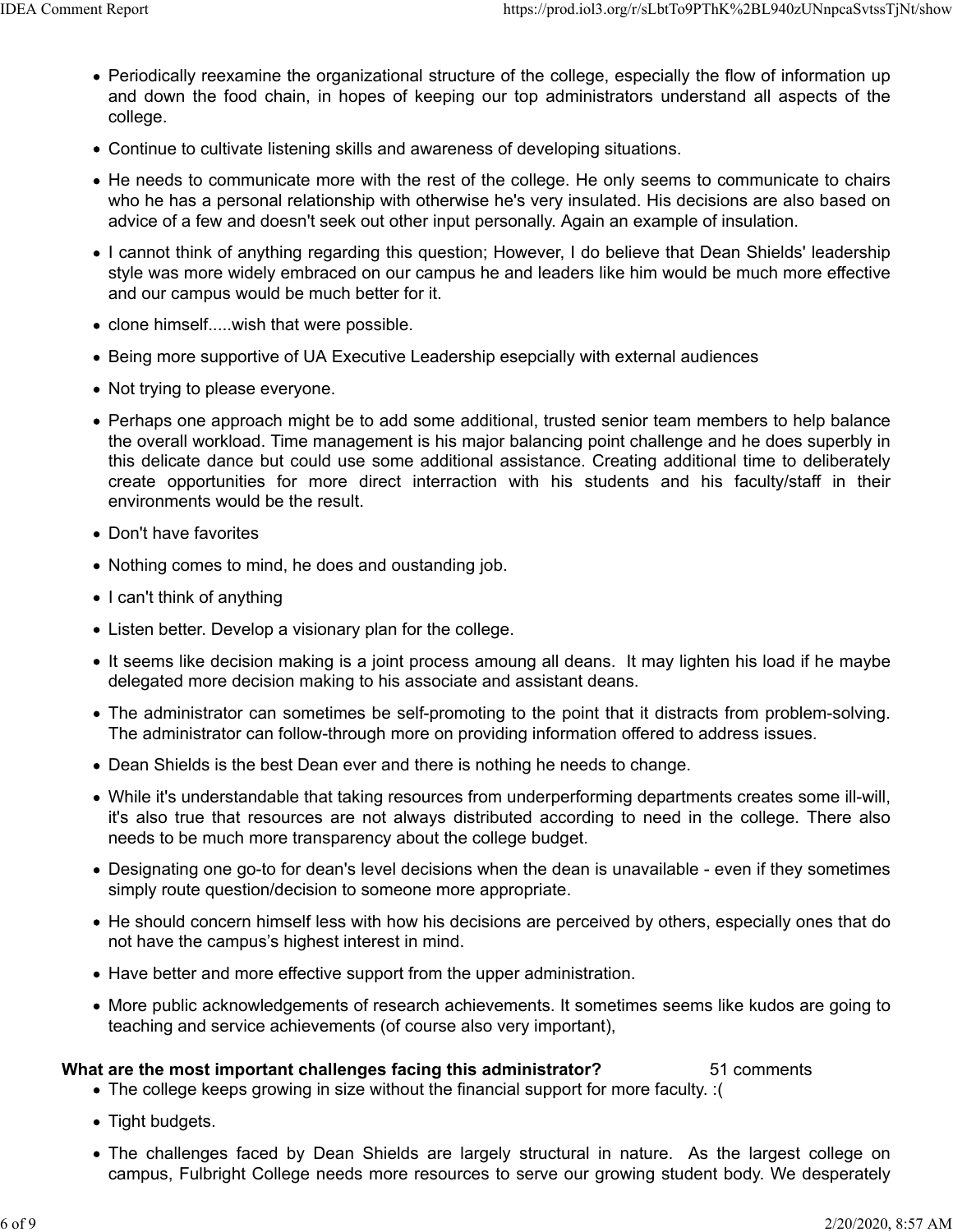- Periodically reexamine the organizational structure of the college, especially the flow of information up and down the food chain, in hopes of keeping our top administrators understand all aspects of the college.
- Continue to cultivate listening skills and awareness of developing situations.
- He needs to communicate more with the rest of the college. He only seems to communicate to chairs who he has a personal relationship with otherwise he's very insulated. His decisions are also based on advice of a few and doesn't seek out other input personally. Again an example of insulation.
- I cannot think of anything regarding this question; However, I do believe that Dean Shields' leadership style was more widely embraced on our campus he and leaders like him would be much more effective and our campus would be much better for it.
- clone himself.....wish that were possible.
- Being more supportive of UA Executive Leadership esepcially with external audiences
- Not trying to please everyone.
- Perhaps one approach might be to add some additional, trusted senior team members to help balance the overall workload. Time management is his major balancing point challenge and he does superbly in this delicate dance but could use some additional assistance. Creating additional time to deliberately create opportunities for more direct interraction with his students and his faculty/staff in their environments would be the result.
- Don't have favorites
- Nothing comes to mind, he does and oustanding job.
- I can't think of anything
- Listen better. Develop a visionary plan for the college.
- It seems like decision making is a joint process amoung all deans. It may lighten his load if he maybe delegated more decision making to his associate and assistant deans.
- The administrator can sometimes be self-promoting to the point that it distracts from problem-solving. The administrator can follow-through more on providing information offered to address issues.
- Dean Shields is the best Dean ever and there is nothing he needs to change.
- While it's understandable that taking resources from underperforming departments creates some ill-will, it's also true that resources are not always distributed according to need in the college. There also needs to be much more transparency about the college budget.
- Designating one go-to for dean's level decisions when the dean is unavailable - even if they sometimes simply route question/decision to someone more appropriate.
- He should concern himself less with how his decisions are perceived by others, especially ones that do not have the campus's highest interest in mind.
- Have better and more effective support from the upper administration.
- More public acknowledgements of research achievements. It sometimes seems like kudos are going to teaching and service achievements (of course also very important),

**What are the most important challenges facing this administrator?** 51 comments

- The college keeps growing in size without the financial support for more faculty. :(
- Tight budgets.
- The challenges faced by Dean Shields are largely structural in nature. As the largest college on campus, Fulbright College needs more resources to serve our growing student body. We desperately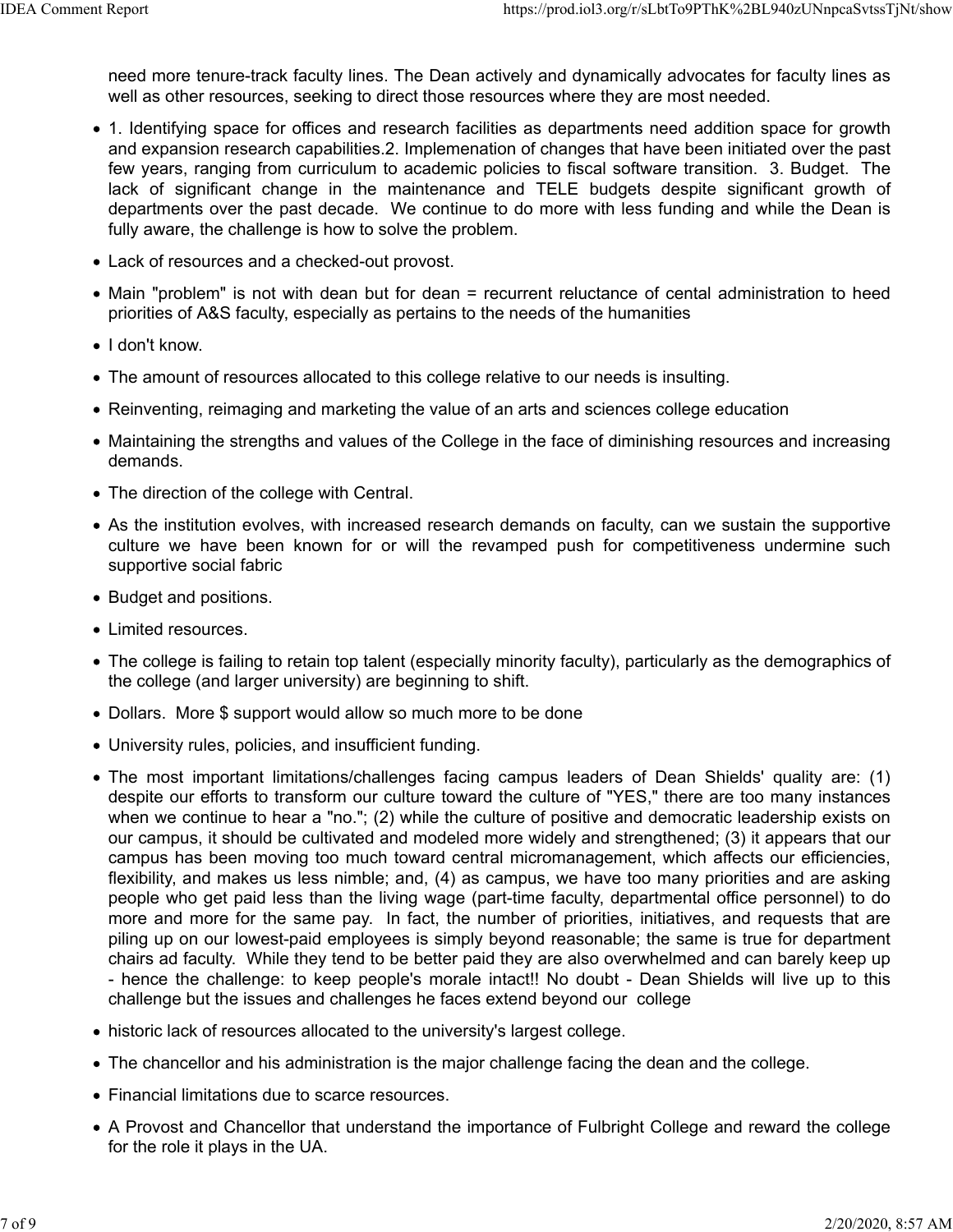need more tenure-track faculty lines. The Dean actively and dynamically advocates for faculty lines as well as other resources, seeking to direct those resources where they are most needed.

- 1. Identifying space for offices and research facilities as departments need addition space for growth and expansion research capabilities.2. Implemenation of changes that have been initiated over the past few years, ranging from curriculum to academic policies to fiscal software transition. 3. Budget. The lack of significant change in the maintenance and TELE budgets despite significant growth of departments over the past decade. We continue to do more with less funding and while the Dean is fully aware, the challenge is how to solve the problem.
- Lack of resources and a checked-out provost.
- Main "problem" is not with dean but for dean = recurrent reluctance of cental administration to heed priorities of A&S faculty, especially as pertains to the needs of the humanities
- I don't know.
- The amount of resources allocated to this college relative to our needs is insulting.
- Reinventing, reimaging and marketing the value of an arts and sciences college education
- Maintaining the strengths and values of the College in the face of diminishing resources and increasing demands.
- The direction of the college with Central.
- As the institution evolves, with increased research demands on faculty, can we sustain the supportive culture we have been known for or will the revamped push for competitiveness undermine such supportive social fabric
- Budget and positions.
- Limited resources.
- The college is failing to retain top talent (especially minority faculty), particularly as the demographics of the college (and larger university) are beginning to shift.
- Dollars. More $ support would allow so much more to be done
- University rules, policies, and insufficient funding.
- The most important limitations/challenges facing campus leaders of Dean Shields' quality are: (1) despite our efforts to transform our culture toward the culture of "YES," there are too many instances when we continue to hear a "no."; (2) while the culture of positive and democratic leadership exists on our campus, it should be cultivated and modeled more widely and strengthened; (3) it appears that our campus has been moving too much toward central micromanagement, which affects our efficiencies, flexibility, and makes us less nimble; and, (4) as campus, we have too many priorities and are asking people who get paid less than the living wage (part-time faculty, departmental office personnel) to do more and more for the same pay. In fact, the number of priorities, initiatives, and requests that are piling up on our lowest-paid employees is simply beyond reasonable; the same is true for department chairs ad faculty. While they tend to be better paid they are also overwhelmed and can barely keep up - hence the challenge: to keep people's morale intact!! No doubt - Dean Shields will live up to this challenge but the issues and challenges he faces extend beyond our college
- historic lack of resources allocated to the university's largest college.
- The chancellor and his administration is the major challenge facing the dean and the college.
- Financial limitations due to scarce resources.
- A Provost and Chancellor that understand the importance of Fulbright College and reward the college for the role it plays in the UA.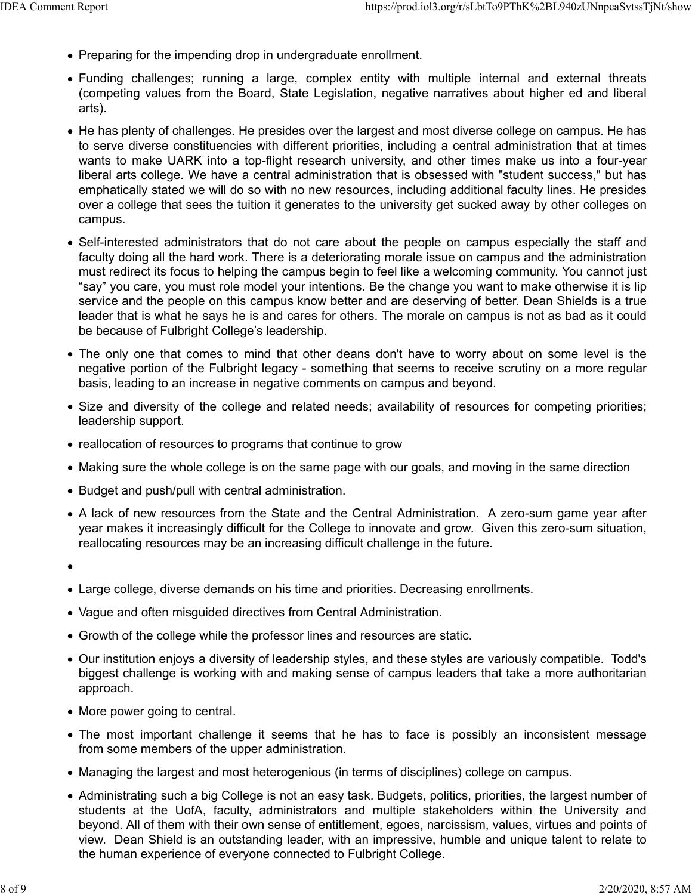- Preparing for the impending drop in undergraduate enrollment.
- Funding challenges; running a large, complex entity with multiple internal and external threats (competing values from the Board, State Legislation, negative narratives about higher ed and liberal arts).
- He has plenty of challenges. He presides over the largest and most diverse college on campus. He has to serve diverse constituencies with different priorities, including a central administration that at times wants to make UARK into a top-flight research university, and other times make us into a four-year liberal arts college. We have a central administration that is obsessed with "student success," but has emphatically stated we will do so with no new resources, including additional faculty lines. He presides over a college that sees the tuition it generates to the university get sucked away by other colleges on campus.
- Self-interested administrators that do not care about the people on campus especially the staff and faculty doing all the hard work. There is a deteriorating morale issue on campus and the administration must redirect its focus to helping the campus begin to feel like a welcoming community. You cannot just “say” you care, you must role model your intentions. Be the change you want to make otherwise it is lip service and the people on this campus know better and are deserving of better. Dean Shields is a true leader that is what he says he is and cares for others. The morale on campus is not as bad as it could be because of Fulbright College’s leadership.
- The only one that comes to mind that other deans don't have to worry about on some level is the negative portion of the Fulbright legacy - something that seems to receive scrutiny on a more regular basis, leading to an increase in negative comments on campus and beyond.
- Size and diversity of the college and related needs; availability of resources for competing priorities; leadership support.
- reallocation of resources to programs that continue to grow
- Making sure the whole college is on the same page with our goals, and moving in the same direction
- Budget and push/pull with central administration.
- A lack of new resources from the State and the Central Administration. A zero-sum game year after year makes it increasingly difficult for the College to innovate and grow. Given this zero-sum situation, reallocating resources may be an increasing difficult challenge in the future.
- 
- Large college, diverse demands on his time and priorities. Decreasing enrollments.
- Vague and often misguided directives from Central Administration.
- Growth of the college while the professor lines and resources are static.
- Our institution enjoys a diversity of leadership styles, and these styles are variously compatible. Todd's biggest challenge is working with and making sense of campus leaders that take a more authoritarian approach.
- More power going to central.
- The most important challenge it seems that he has to face is possibly an inconsistent message from some members of the upper administration.
- Managing the largest and most heterogenious (in terms of disciplines) college on campus.
- Administrating such a big College is not an easy task. Budgets, politics, priorities, the largest number of students at the UofA, faculty, administrators and multiple stakeholders within the University and beyond. All of them with their own sense of entitlement, egoes, narcissism, values, virtues and points of view. Dean Shield is an outstanding leader, with an impressive, humble and unique talent to relate to the human experience of everyone connected to Fulbright College.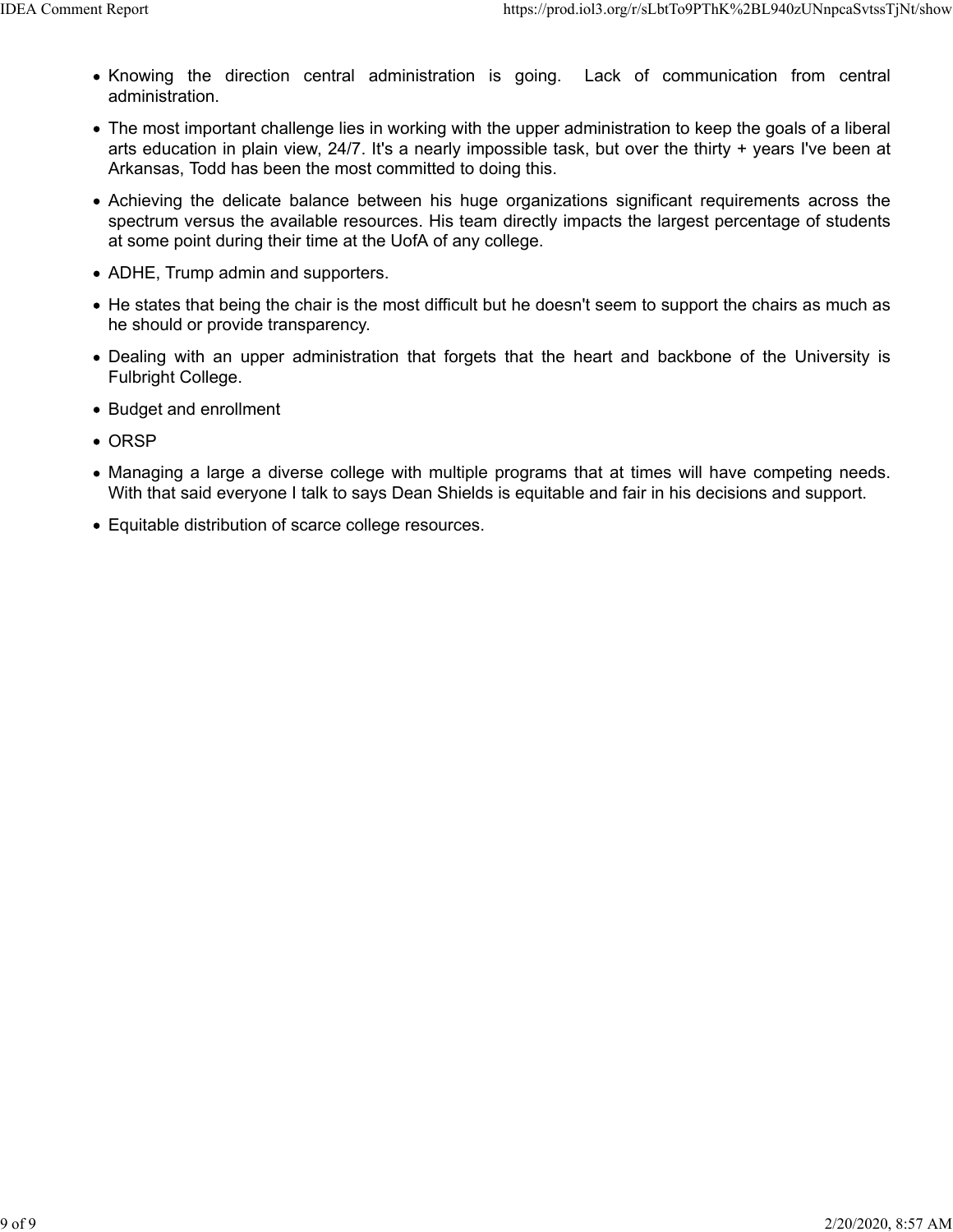- Knowing the direction central administration is going. Lack of communication from central administration.
- The most important challenge lies in working with the upper administration to keep the goals of a liberal arts education in plain view, 24/7. It's a nearly impossible task, but over the thirty + years I've been at Arkansas, Todd has been the most committed to doing this.
- Achieving the delicate balance between his huge organizations significant requirements across the spectrum versus the available resources. His team directly impacts the largest percentage of students at some point during their time at the UofA of any college.
- ADHE, Trump admin and supporters.
- He states that being the chair is the most difficult but he doesn't seem to support the chairs as much as he should or provide transparency.
- Dealing with an upper administration that forgets that the heart and backbone of the University is Fulbright College.
- Budget and enrollment
- ORSP
- Managing a large a diverse college with multiple programs that at times will have competing needs. With that said everyone I talk to says Dean Shields is equitable and fair in his decisions and support.
- Equitable distribution of scarce college resources.